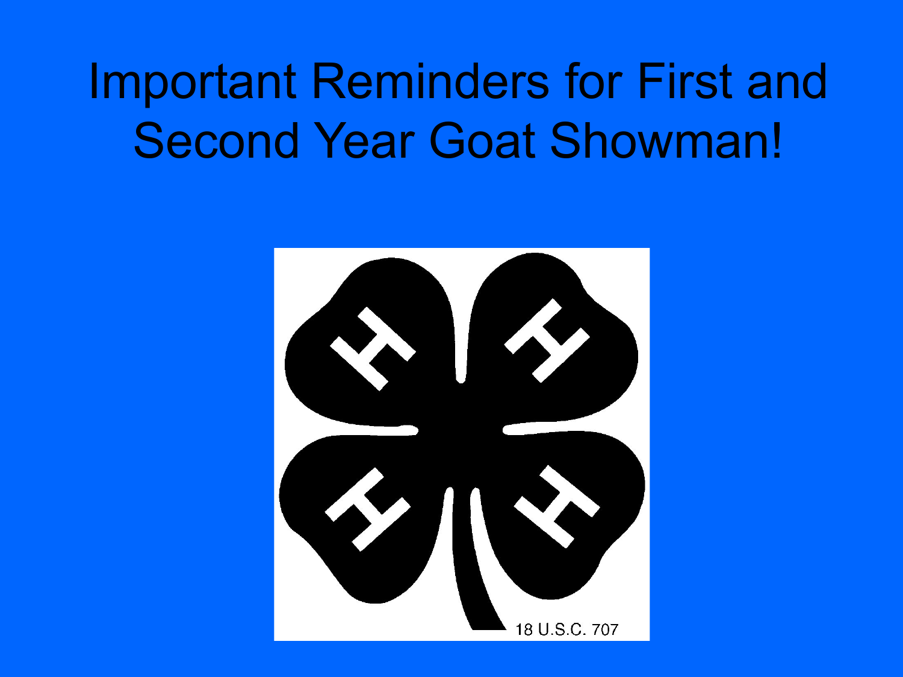# Important Reminders for First and Second Year Goat Showman!

18 U.S.C. 707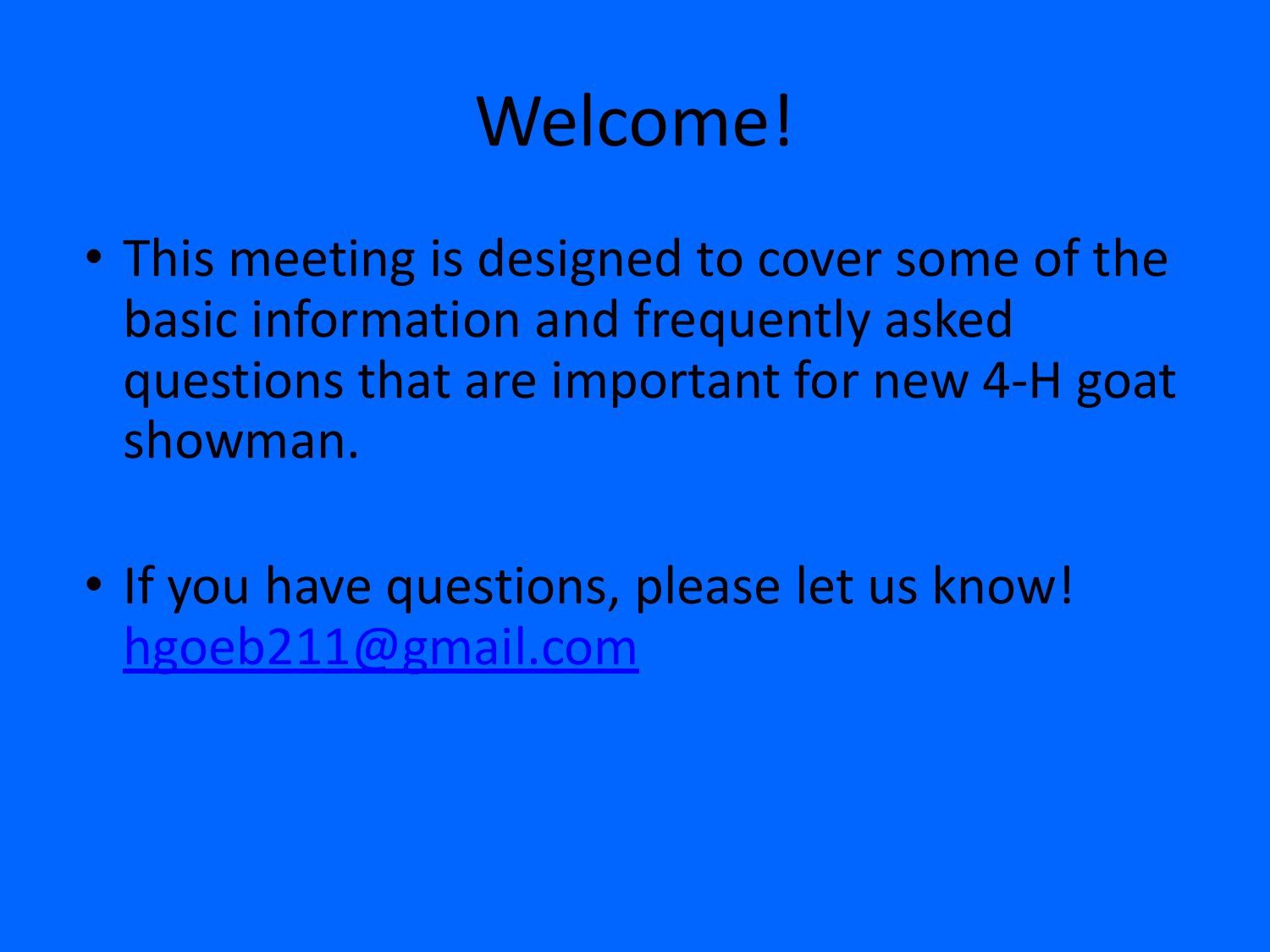# Welcome!

- This meeting is designed to cover some of the basic information and frequently asked questions that are important for new 4-H goat showman.
- If you have questions, please let us know! hgoeb211@gmail.com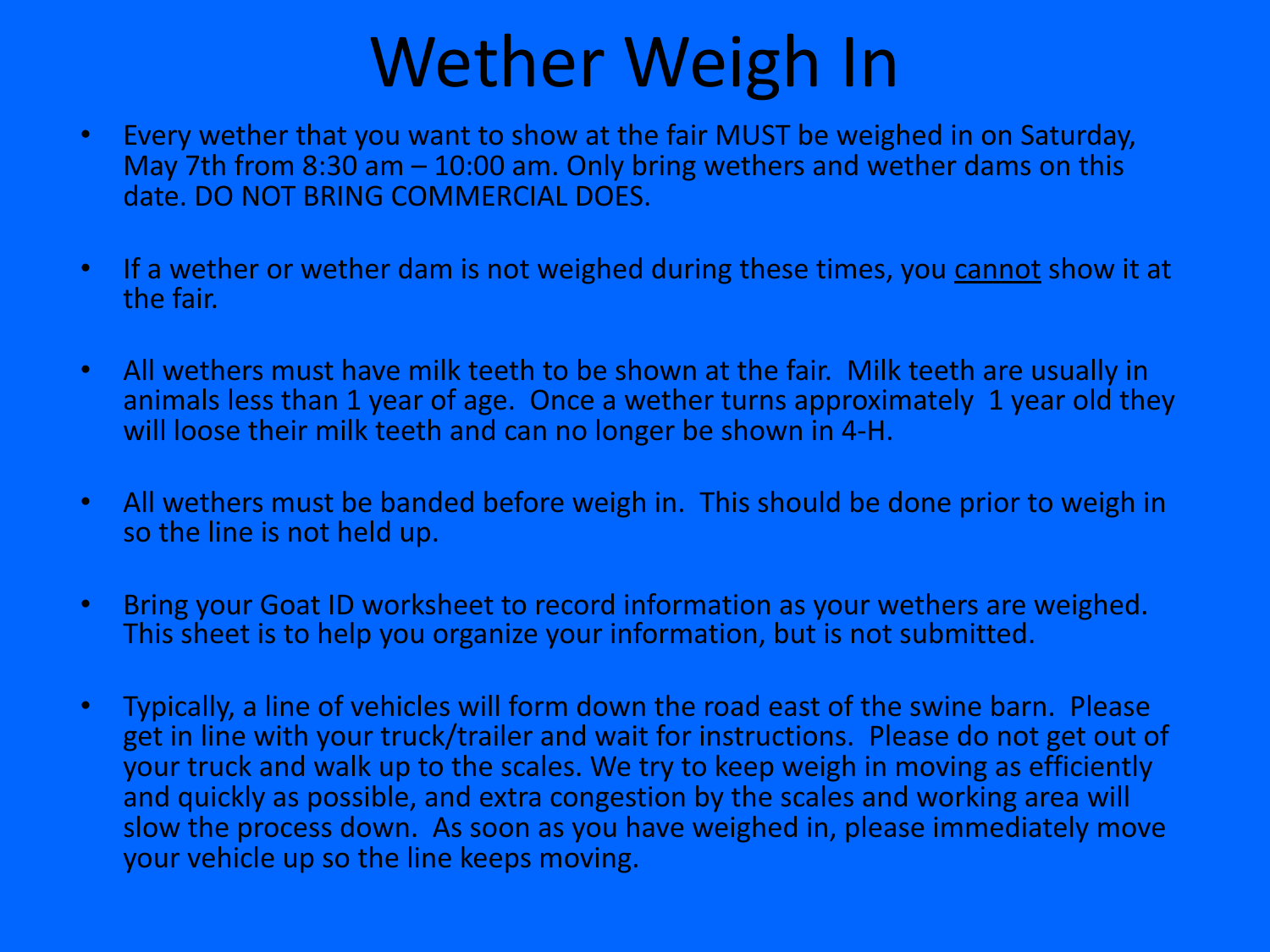# Wether Weigh In

- Every wether that you want to show at the fair MUST be weighed in on Saturday, May 7th from 8:30 am – 10:00 am. Only bring wethers and wether dams on this date. DO NOT BRING COMMERCIAL DOES.
- If a wether or wether dam is not weighed during these times, you <u>cannot</u> show it at the fair.
- All wethers must have milk teeth to be shown at the fair. Milk teeth are usually in animals less than 1 year of age. Once a wether turns approximately 1 year old they will loose their milk teeth and can no longer be shown in 4-H.
- All wethers must be banded before weigh in. This should be done prior to weigh in so the line is not held up.
- Bring your Goat ID worksheet to record information as your wethers are weighed. This sheet is to help you organize your information, but is not submitted.
- Typically, a line of vehicles will form down the road east of the swine barn. Please get in line with your truck/trailer and wait for instructions. Please do not get out of your truck and walk up to the scales. We try to keep weigh in moving as efficiently and quickly as possible, and extra congestion by the scales and working area will slow the process down. As soon as you have weighed in, please immediately move your vehicle up so the line keeps moving.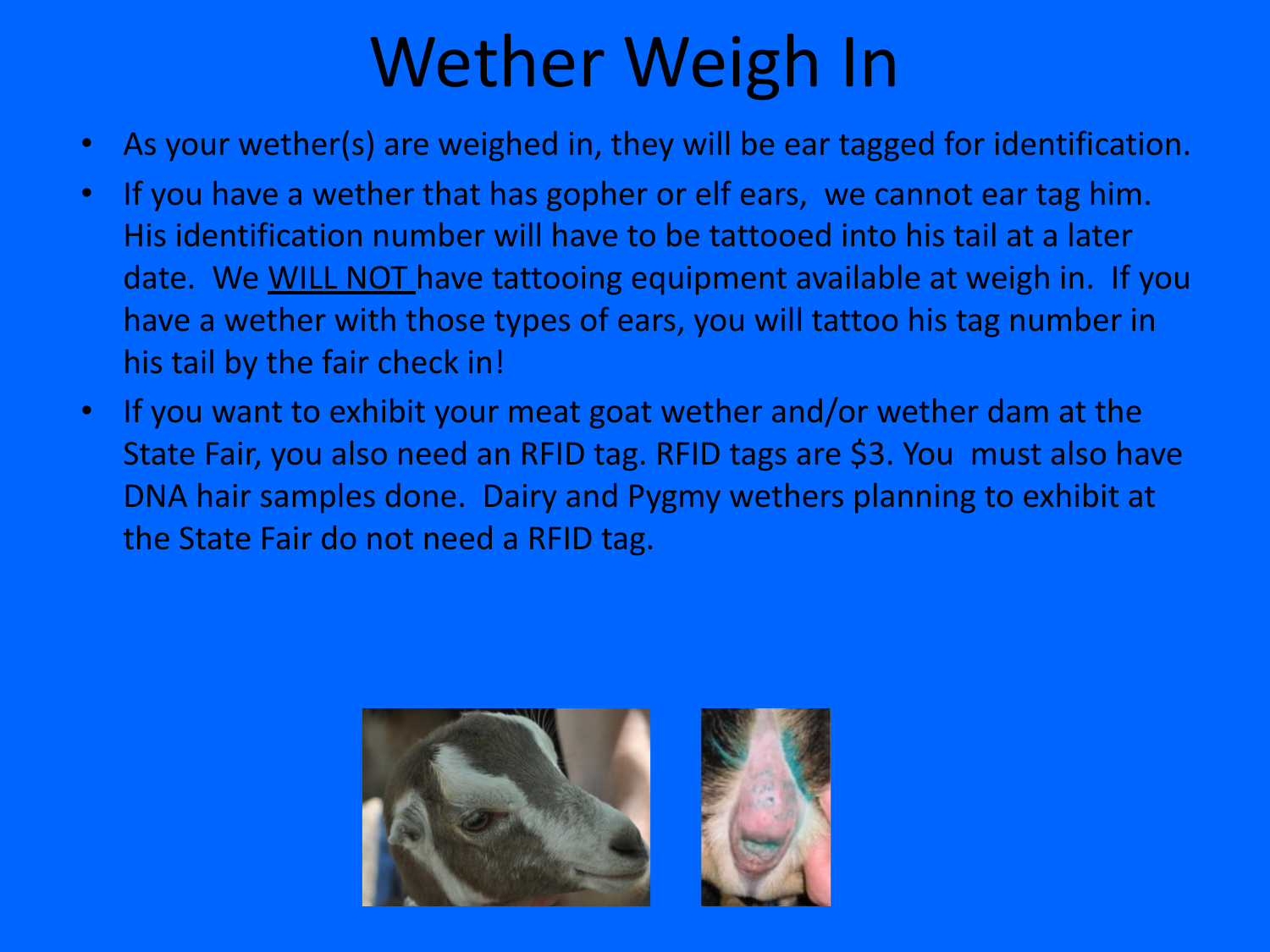# Wether Weigh In

- As your wether(s) are weighed in, they will be ear tagged for identification.
- If you have a wether that has gopher or elf ears, we cannot ear tag him. His identification number will have to be tattooed into his tail at a later date. We <u>WILL NOT</u> have tattooing equipment available at weigh in. If you have a wether with those types of ears, you will tattoo his tag number in his tail by the fair check in!
- If you want to exhibit your meat goat wether and/or wether dam at the State Fair, you also need an RFID tag. RFID tags are $3. You must also have DNA hair samples done. Dairy and Pygmy wethers planning to exhibit at the State Fair do not need a RFID tag.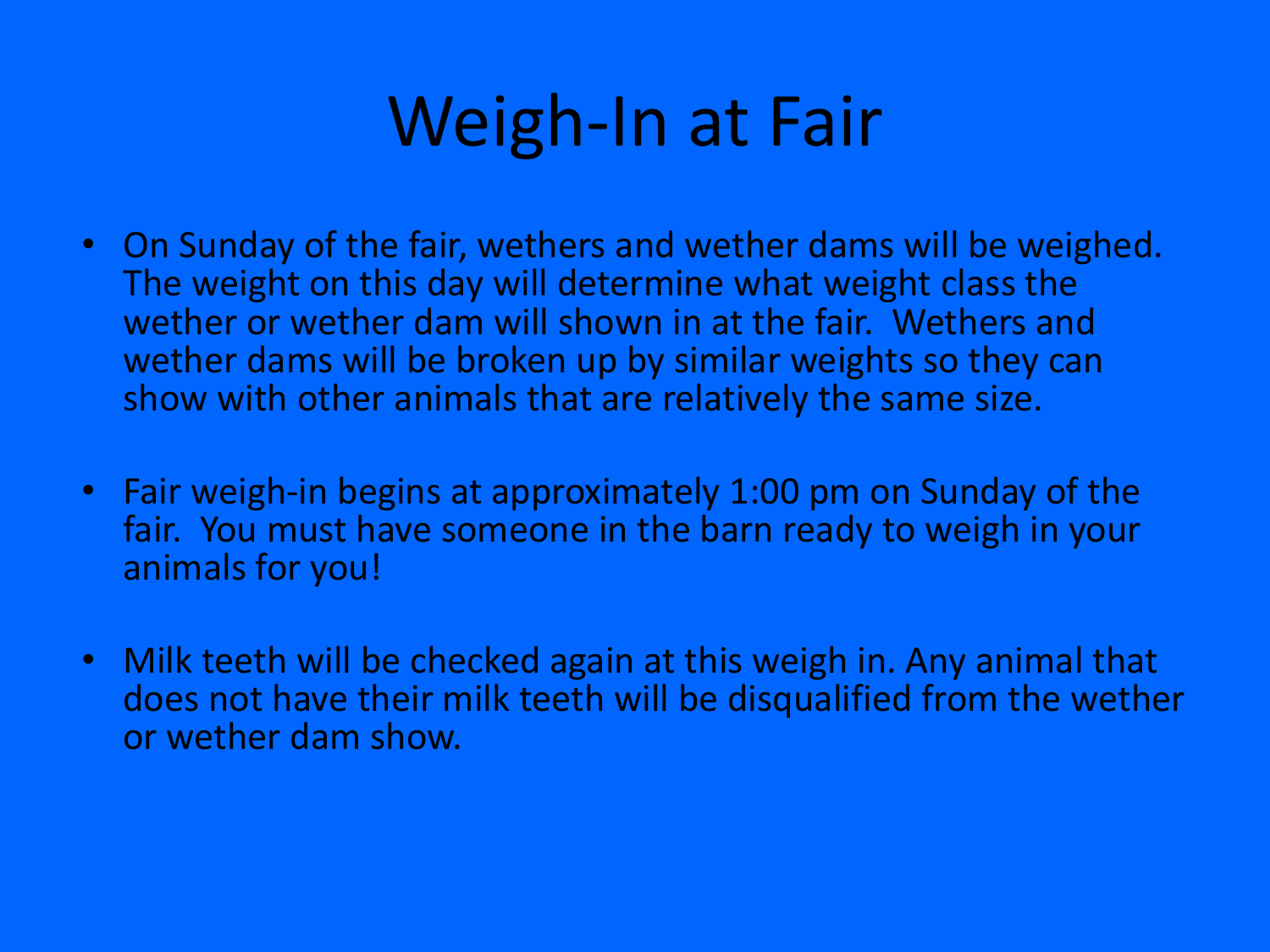# Weigh-In at Fair

- On Sunday of the fair, wethers and wether dams will be weighed. The weight on this day will determine what weight class the wether or wether dam will shown in at the fair. Wethers and wether dams will be broken up by similar weights so they can show with other animals that are relatively the same size.

- Fair weigh-in begins at approximately 1:00 pm on Sunday of the fair. You must have someone in the barn ready to weigh in your animals for you!

- Milk teeth will be checked again at this weigh in. Any animal that does not have their milk teeth will be disqualified from the wether or wether dam show.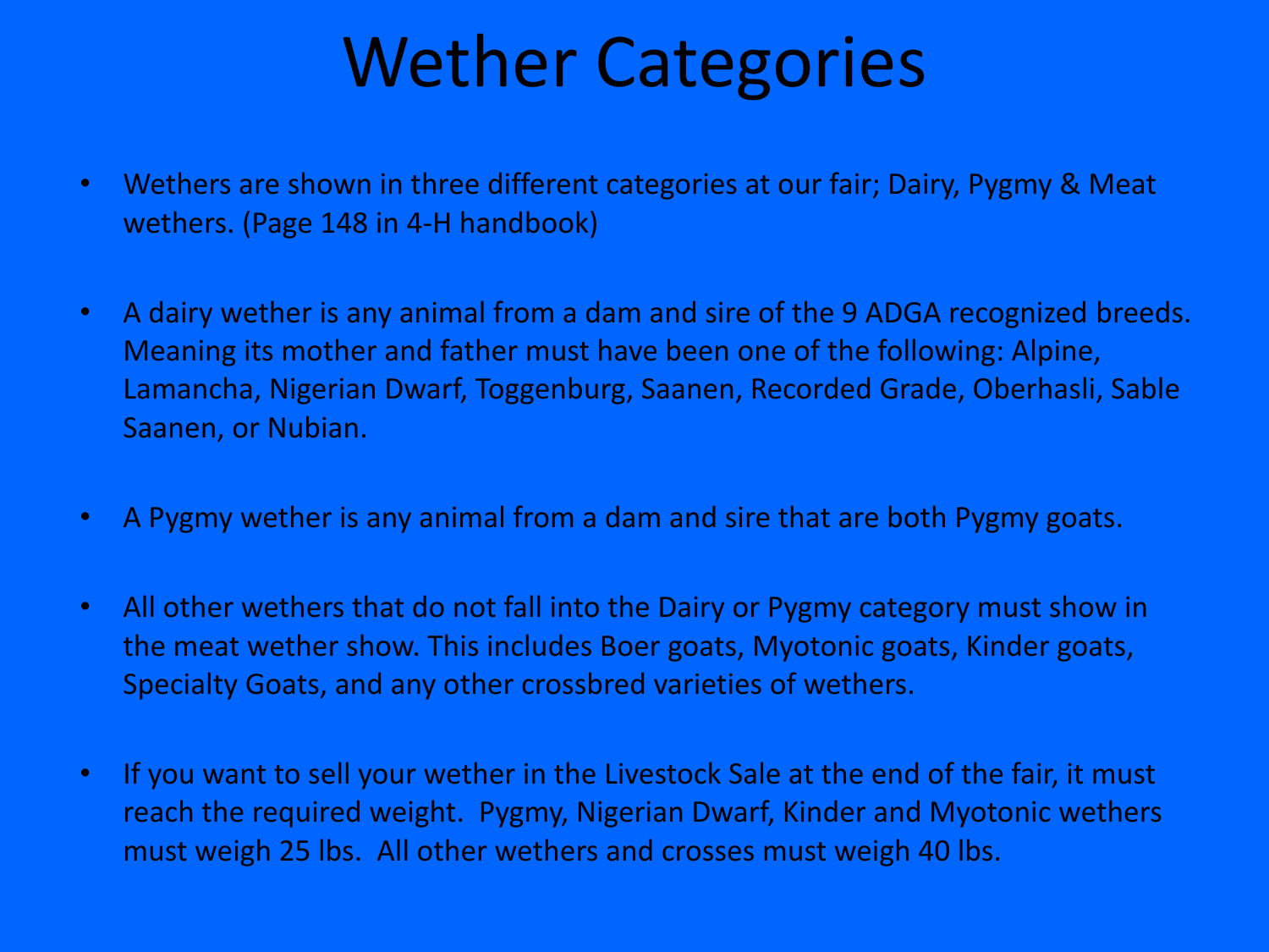# Wether Categories

- Wethers are shown in three different categories at our fair; Dairy, Pygmy & Meat wethers. (Page 148 in 4-H handbook)
- A dairy wether is any animal from a dam and sire of the 9 ADGA recognized breeds. Meaning its mother and father must have been one of the following: Alpine, Lamancha, Nigerian Dwarf, Toggenburg, Saanen, Recorded Grade, Oberhasli, Sable Saanen, or Nubian.
- A Pygmy wether is any animal from a dam and sire that are both Pygmy goats.
- All other wethers that do not fall into the Dairy or Pygmy category must show in the meat wether show. This includes Boer goats, Myotonic goats, Kinder goats, Specialty Goats, and any other crossbred varieties of wethers.
- If you want to sell your wether in the Livestock Sale at the end of the fair, it must reach the required weight. Pygmy, Nigerian Dwarf, Kinder and Myotonic wethers must weigh 25 lbs. All other wethers and crosses must weigh 40 lbs.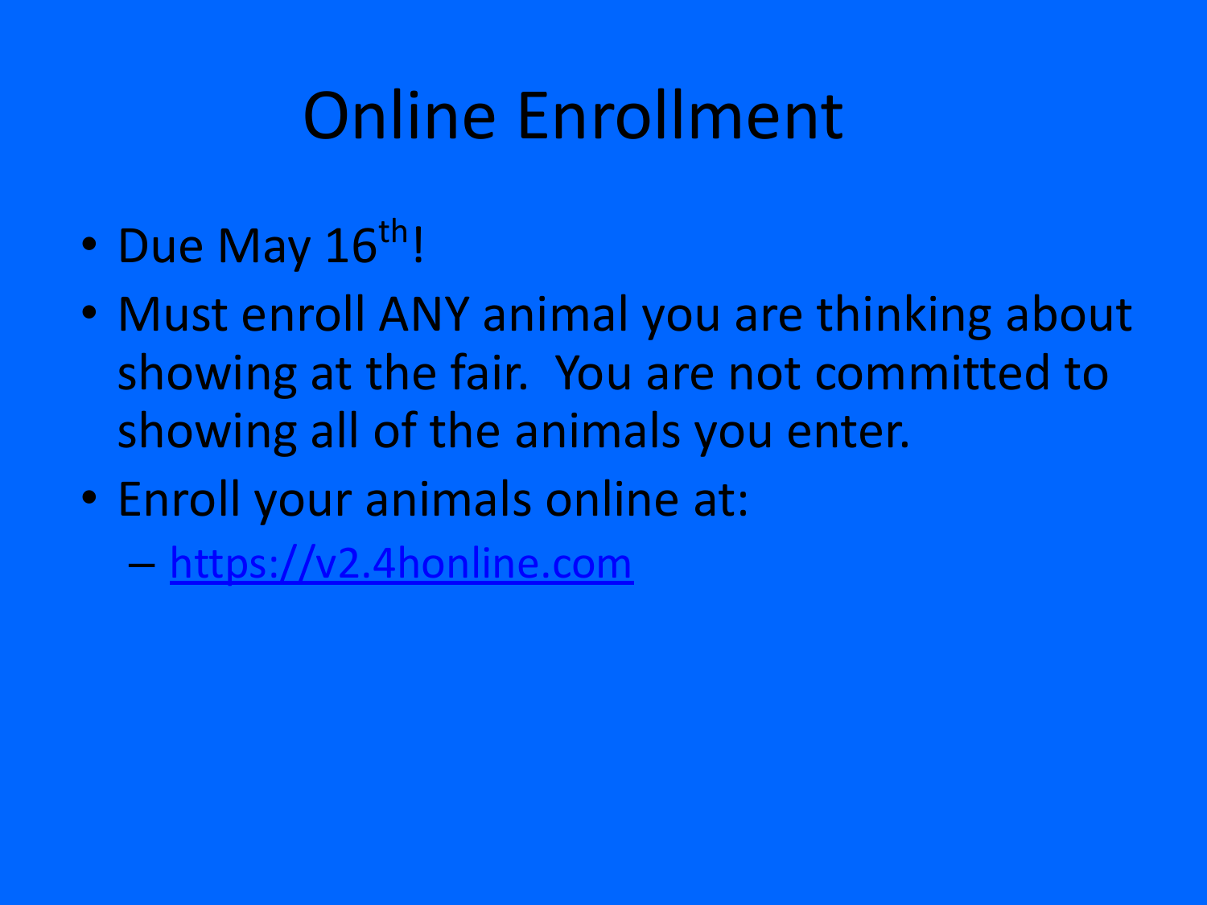# Online Enrollment

- Due May 16th!
- Must enroll ANY animal you are thinking about showing at the fair. You are not committed to showing all of the animals you enter.
- Enroll your animals online at:
  - https://v2.4honline.com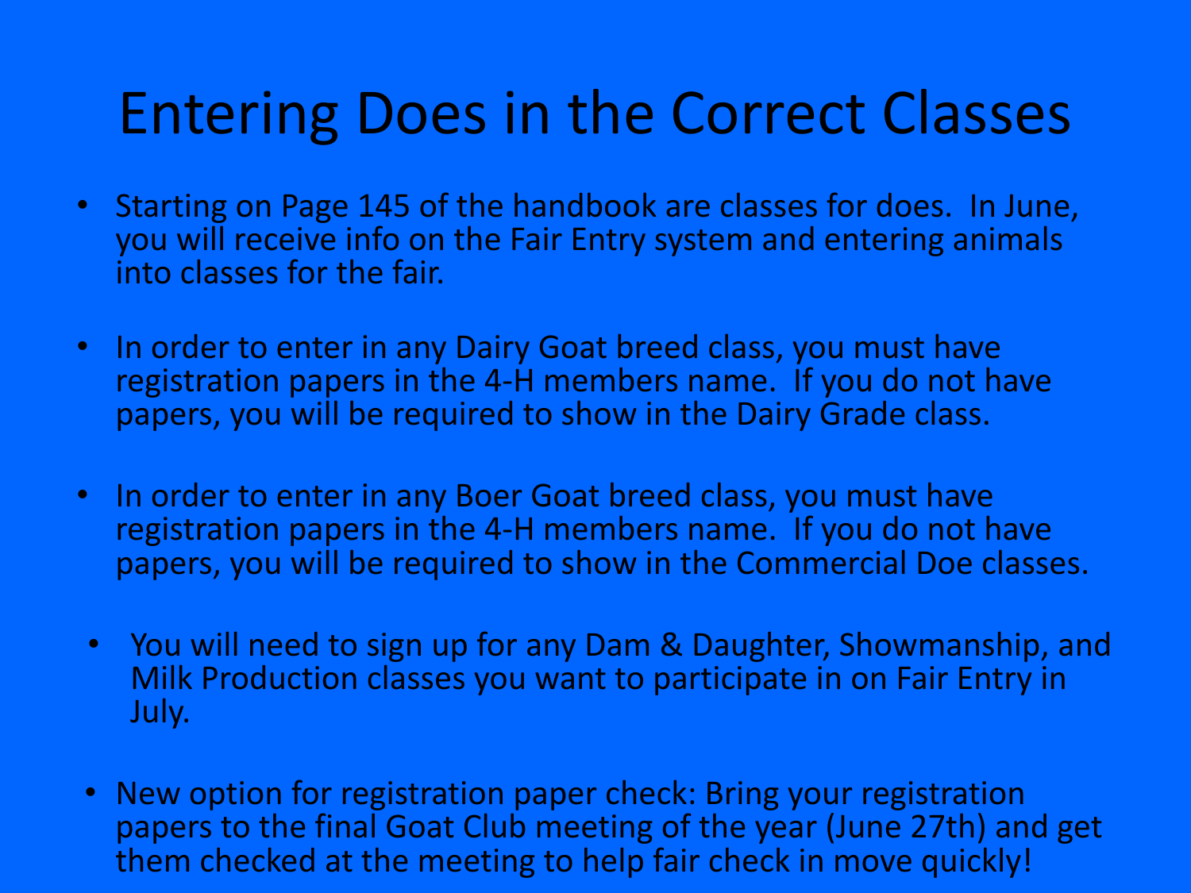# Entering Does in the Correct Classes

- Starting on Page 145 of the handbook are classes for does. In June, you will receive info on the Fair Entry system and entering animals into classes for the fair.
- In order to enter in any Dairy Goat breed class, you must have registration papers in the 4-H members name. If you do not have papers, you will be required to show in the Dairy Grade class.
- In order to enter in any Boer Goat breed class, you must have registration papers in the 4-H members name. If you do not have papers, you will be required to show in the Commercial Doe classes.
- You will need to sign up for any Dam & Daughter, Showmanship, and Milk Production classes you want to participate in on Fair Entry in July.
- New option for registration paper check: Bring your registration papers to the final Goat Club meeting of the year (June 27th) and get them checked at the meeting to help fair check in move quickly!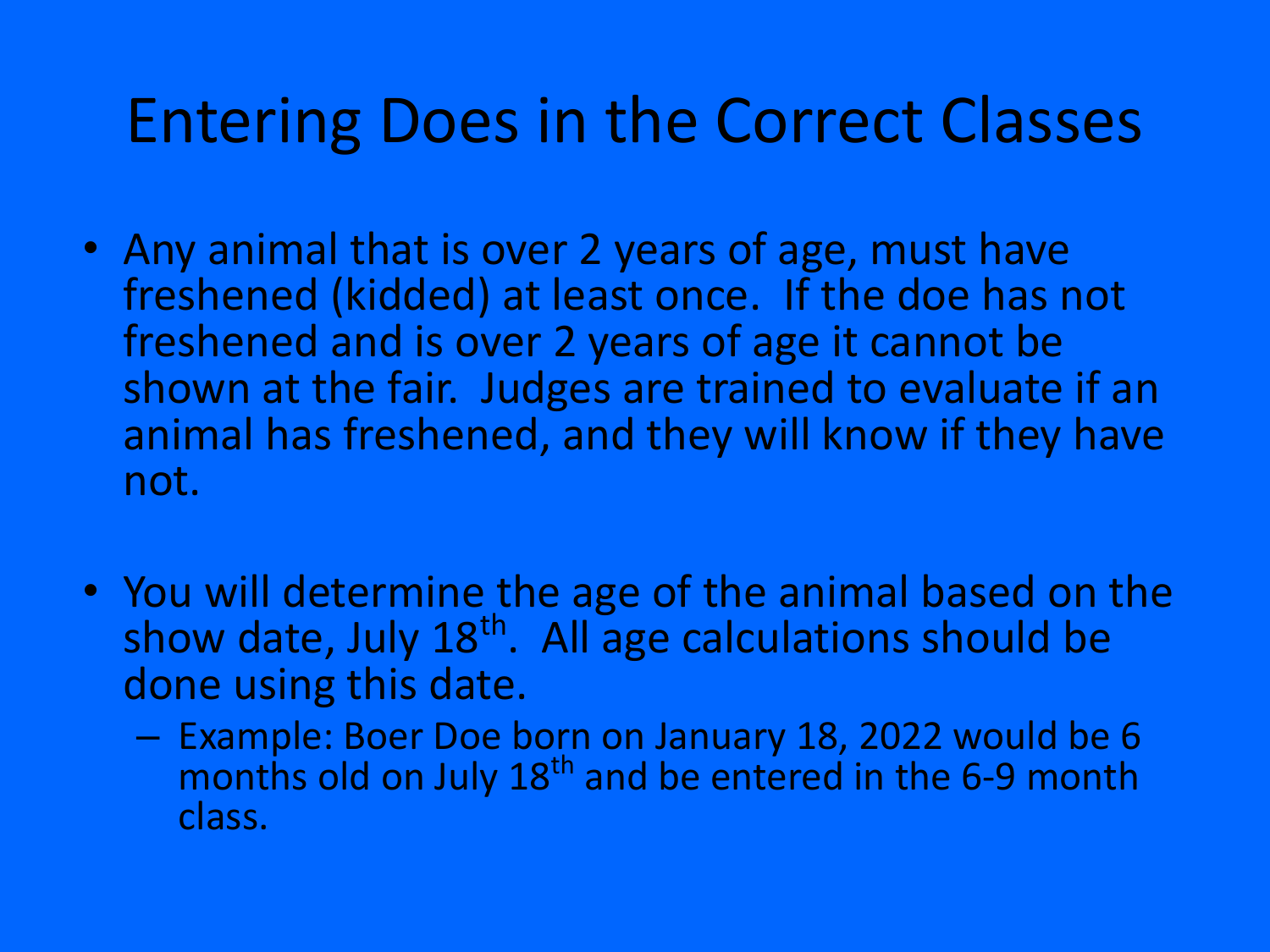# Entering Does in the Correct Classes

- Any animal that is over 2 years of age, must have freshened (kidded) at least once. If the doe has not freshened and is over 2 years of age it cannot be shown at the fair. Judges are trained to evaluate if an animal has freshened, and they will know if they have not.

- You will determine the age of the animal based on the show date, July 18th. All age calculations should be done using this date.
  - Example: Boer Doe born on January 18, 2022 would be 6 months old on July 18th and be entered in the 6-9 month class.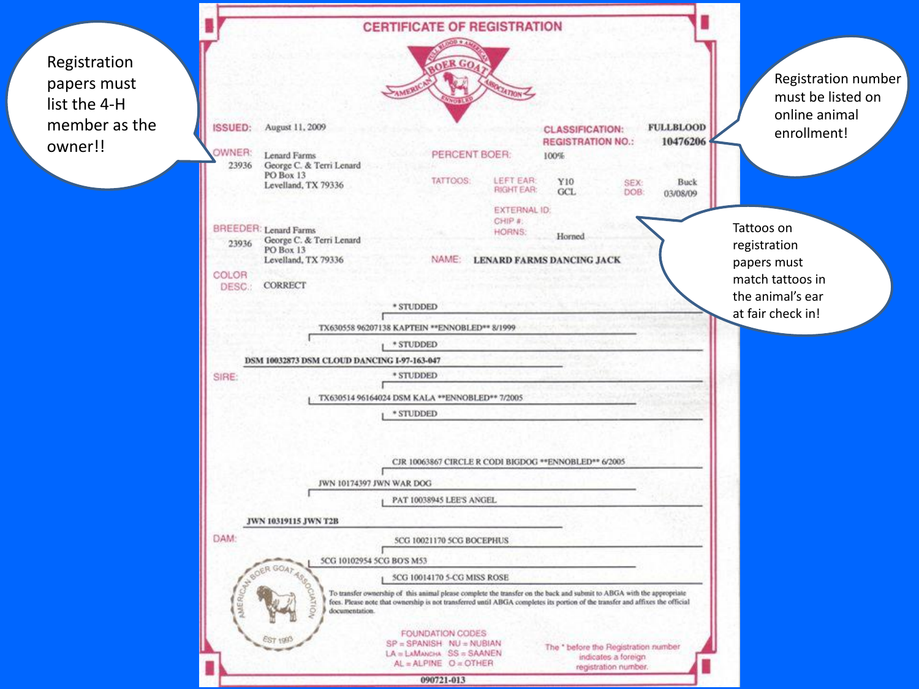Registration papers must list the 4-H member as the owner!!

Registration number must be listed on online animal enrollment!

Tattoos on registration papers must match tattoos in the animal's ear at fair check in!

# CERTIFICATE OF REGISTRATION

FULL BLOOD • AMERICAN BOER GOAT ASSOCIATION • ENNOBLED

**ISSUED:** August 11, 2009

**CLASSIFICATION:** FULLBLOOD

**REGISTRATION NO.:** 10476206

**OWNER:** 23936
Lenard Farms
George C. & Terri Lenard
PO Box 13
Levelland, TX 79336

**PERCENT BOER:** 100%

**TATTOOS:** LEFT EAR: Y10 RIGHT EAR: GCL

**SEX:** Buck

**DOB:** 03/08/09

**EXTERNAL ID:**

**CHIP #:**

**HORNS:** Horned

**BREEDER:** 23936
Lenard Farms
George C. & Terri Lenard
PO Box 13
Levelland, TX 79336

**NAME:** LENARD FARMS DANCING JACK

**COLOR DESC.:** CORRECT

**SIRE:** DSM 10032873 DSM CLOUD DANCING I-97-163-047

- TX630558 96207138 KAPTEIN **ENNOBLED** 8/1999
  - * STUDDED
  - * STUDDED
- TX630514 96164024 DSM KALA **ENNOBLED** 7/2005
  - * STUDDED
  - * STUDDED

**DAM:** JWN 10319115 JWN T2B

- JWN 10174397 JWN WAR DOG
  - CJR 10063867 CIRCLE R CODI BIGDOG **ENNOBLED** 6/2005
  - PAT 10038945 LEE'S ANGEL
- 5CG 10102954 5CG BO'S M53
  - 5CG 10021170 5CG BOCEPHUS
  - 5CG 10014170 5-CG MISS ROSE

AMERICAN BOER GOAT ASSOCIATION EST 1993

To transfer ownership of this animal please complete the transfer on the back and submit to ABGA with the appropriate fees. Please note that ownership is not transferred until ABGA completes its portion of the transfer and affixes the official documentation.

FOUNDATION CODES
SP = SPANISH NU = NUBIAN
LA = LaMANCHA SS = SAANEN
AL = ALPINE O = OTHER

The * before the Registration number indicates a foreign registration number.

090721-013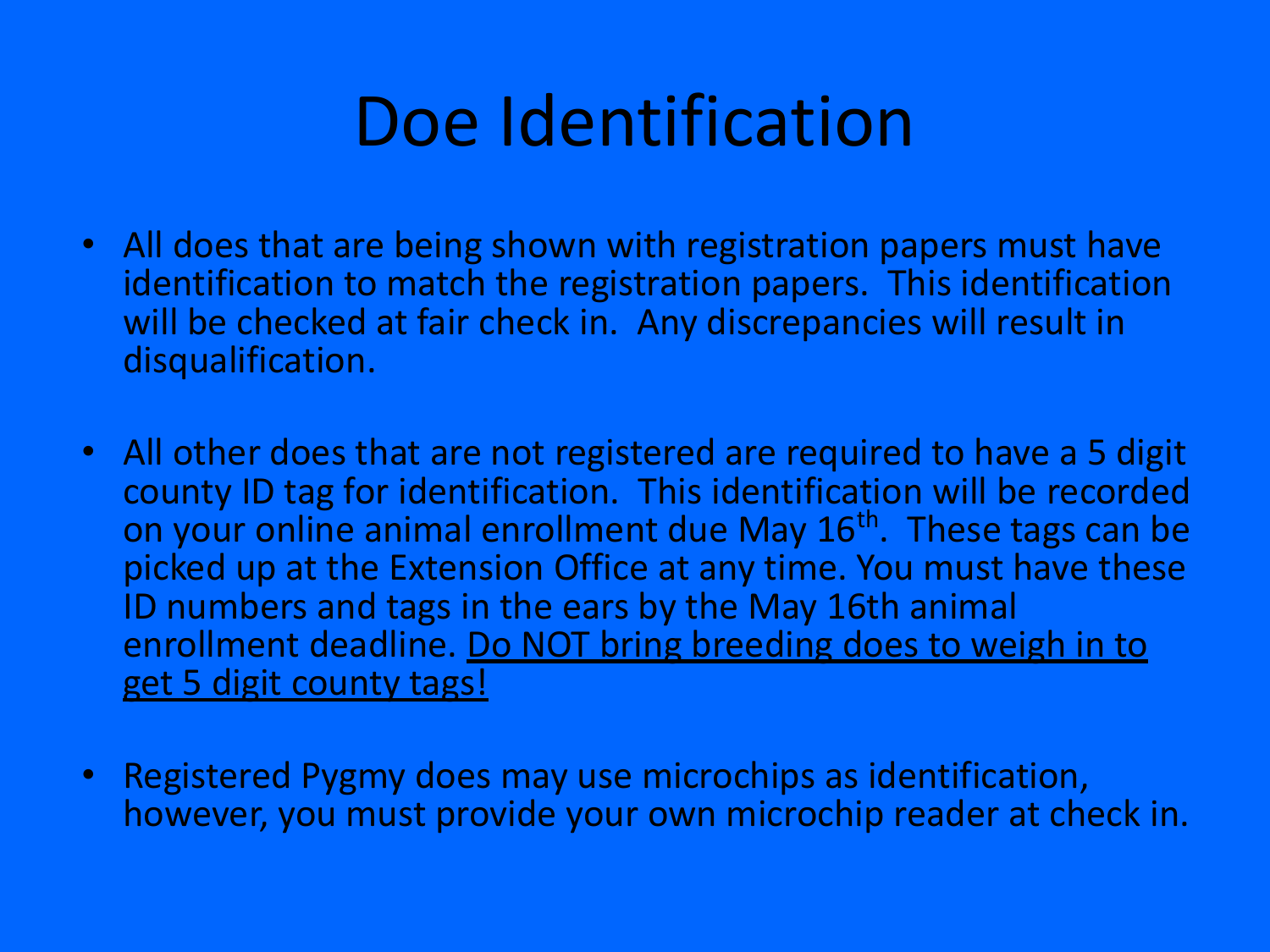# Doe Identification

- All does that are being shown with registration papers must have identification to match the registration papers. This identification will be checked at fair check in. Any discrepancies will result in disqualification.
- All other does that are not registered are required to have a 5 digit county ID tag for identification. This identification will be recorded on your online animal enrollment due May 16th. These tags can be picked up at the Extension Office at any time. You must have these ID numbers and tags in the ears by the May 16th animal enrollment deadline. <u>Do NOT bring breeding does to weigh in to get 5 digit county tags!</u>
- Registered Pygmy does may use microchips as identification, however, you must provide your own microchip reader at check in.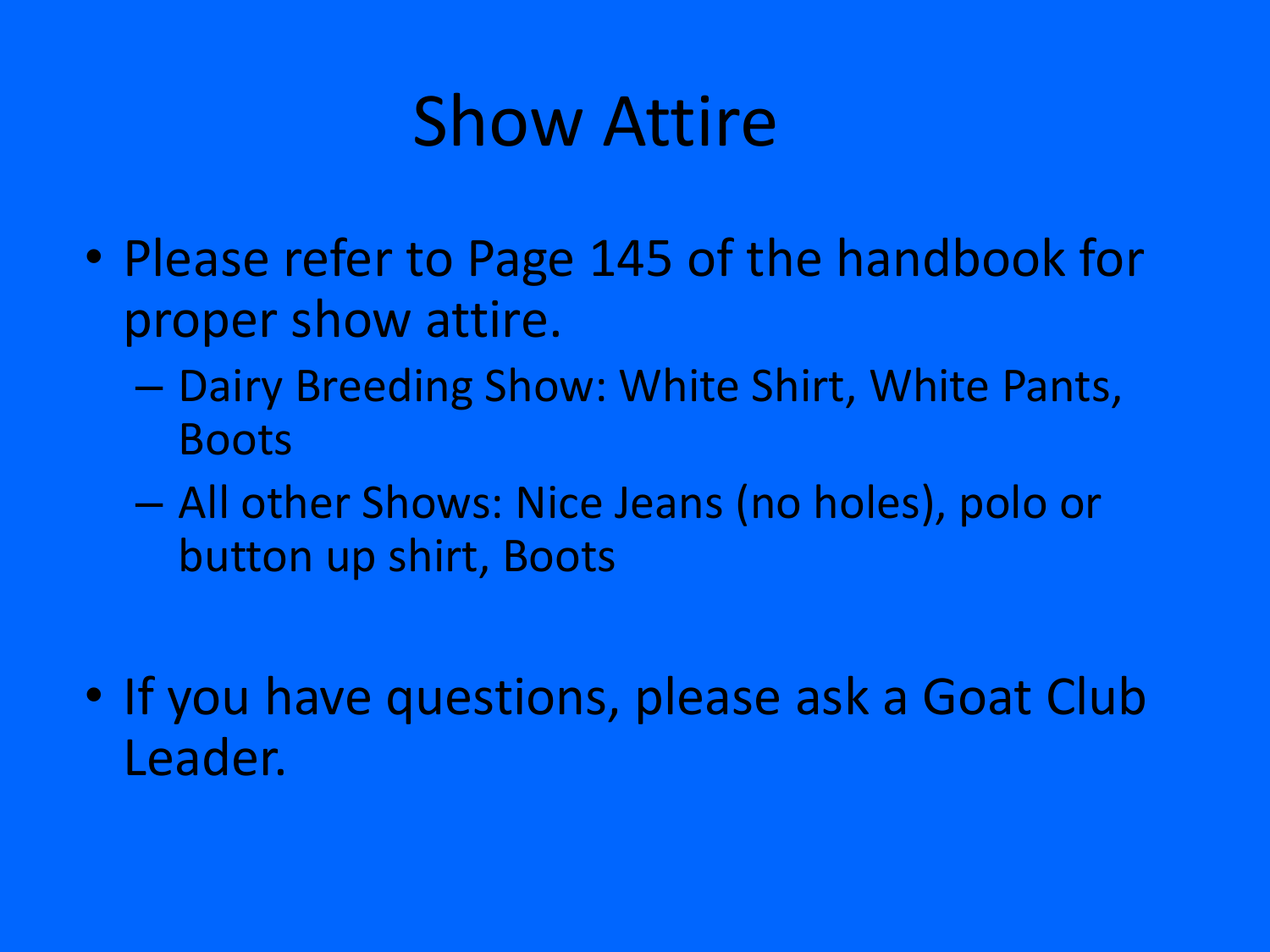# Show Attire

- Please refer to Page 145 of the handbook for proper show attire.
  - Dairy Breeding Show: White Shirt, White Pants, Boots
  - All other Shows: Nice Jeans (no holes), polo or button up shirt, Boots

- If you have questions, please ask a Goat Club Leader.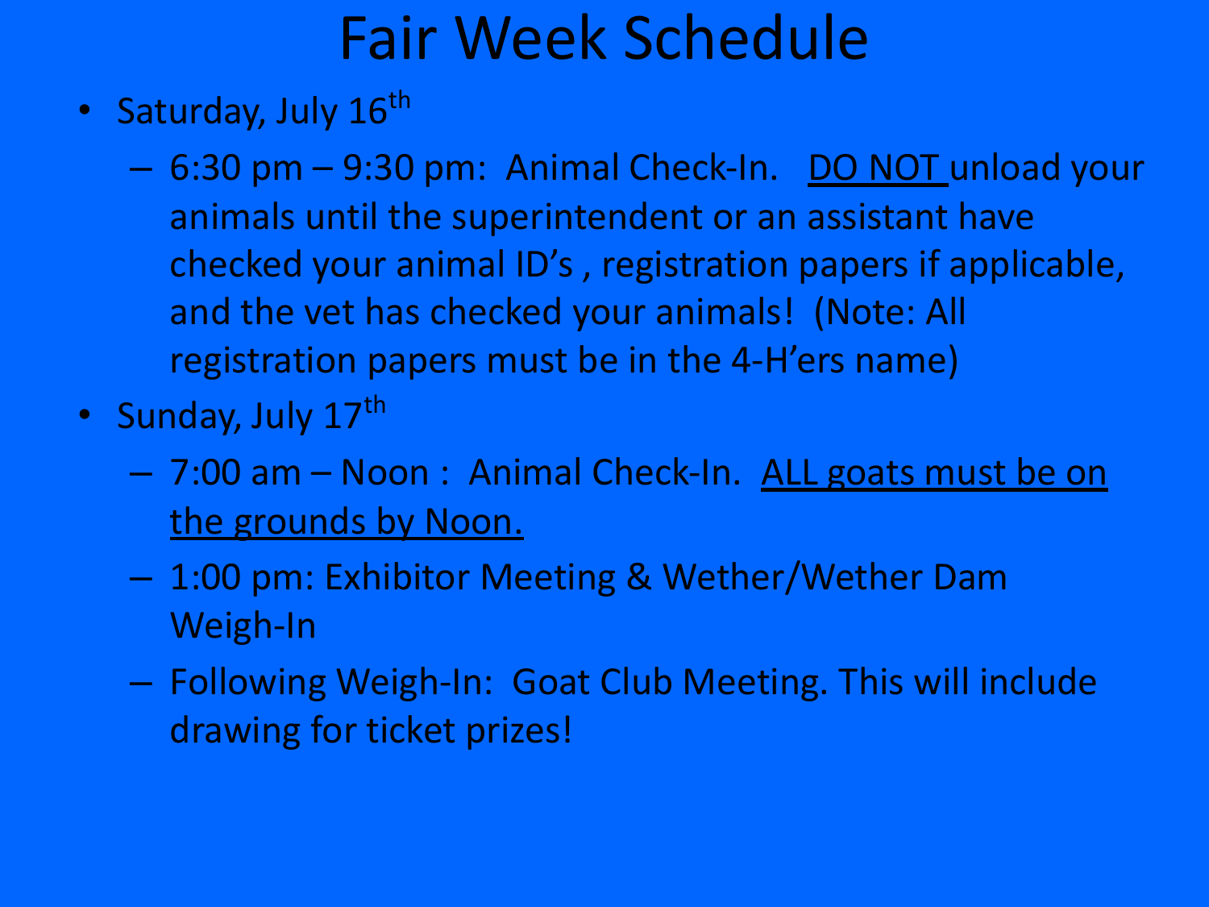# Fair Week Schedule

- Saturday, July 16th
  - 6:30 pm – 9:30 pm: Animal Check-In. <u>DO NOT</u> unload your animals until the superintendent or an assistant have checked your animal ID's , registration papers if applicable, and the vet has checked your animals! (Note: All registration papers must be in the 4-H'ers name)
- Sunday, July 17th
  - 7:00 am – Noon : Animal Check-In. <u>ALL goats must be on the grounds by Noon.</u>
  - 1:00 pm: Exhibitor Meeting & Wether/Wether Dam Weigh-In
  - Following Weigh-In: Goat Club Meeting. This will include drawing for ticket prizes!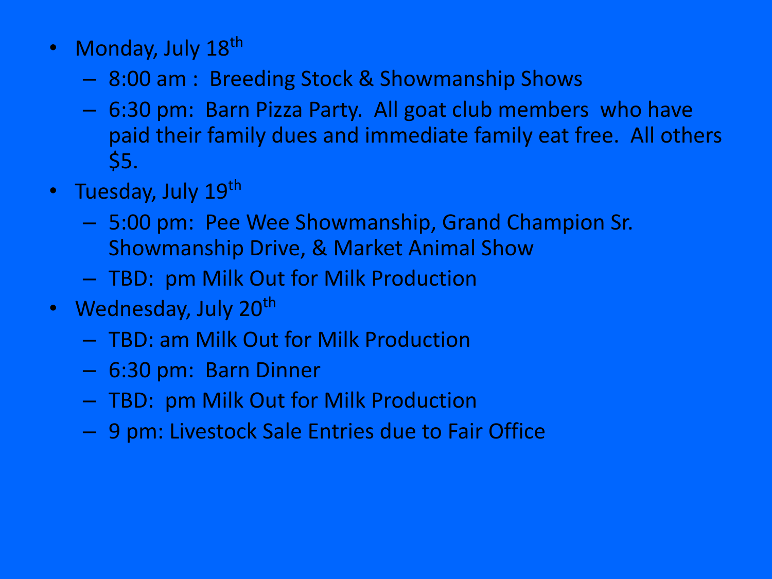- Monday, July 18th
  - 8:00 am : Breeding Stock & Showmanship Shows
  - 6:30 pm: Barn Pizza Party. All goat club members who have paid their family dues and immediate family eat free. All others $5.
- Tuesday, July 19th
  - 5:00 pm: Pee Wee Showmanship, Grand Champion Sr. Showmanship Drive, & Market Animal Show
  - TBD: pm Milk Out for Milk Production
- Wednesday, July 20th
  - TBD: am Milk Out for Milk Production
  - 6:30 pm: Barn Dinner
  - TBD: pm Milk Out for Milk Production
  - 9 pm: Livestock Sale Entries due to Fair Office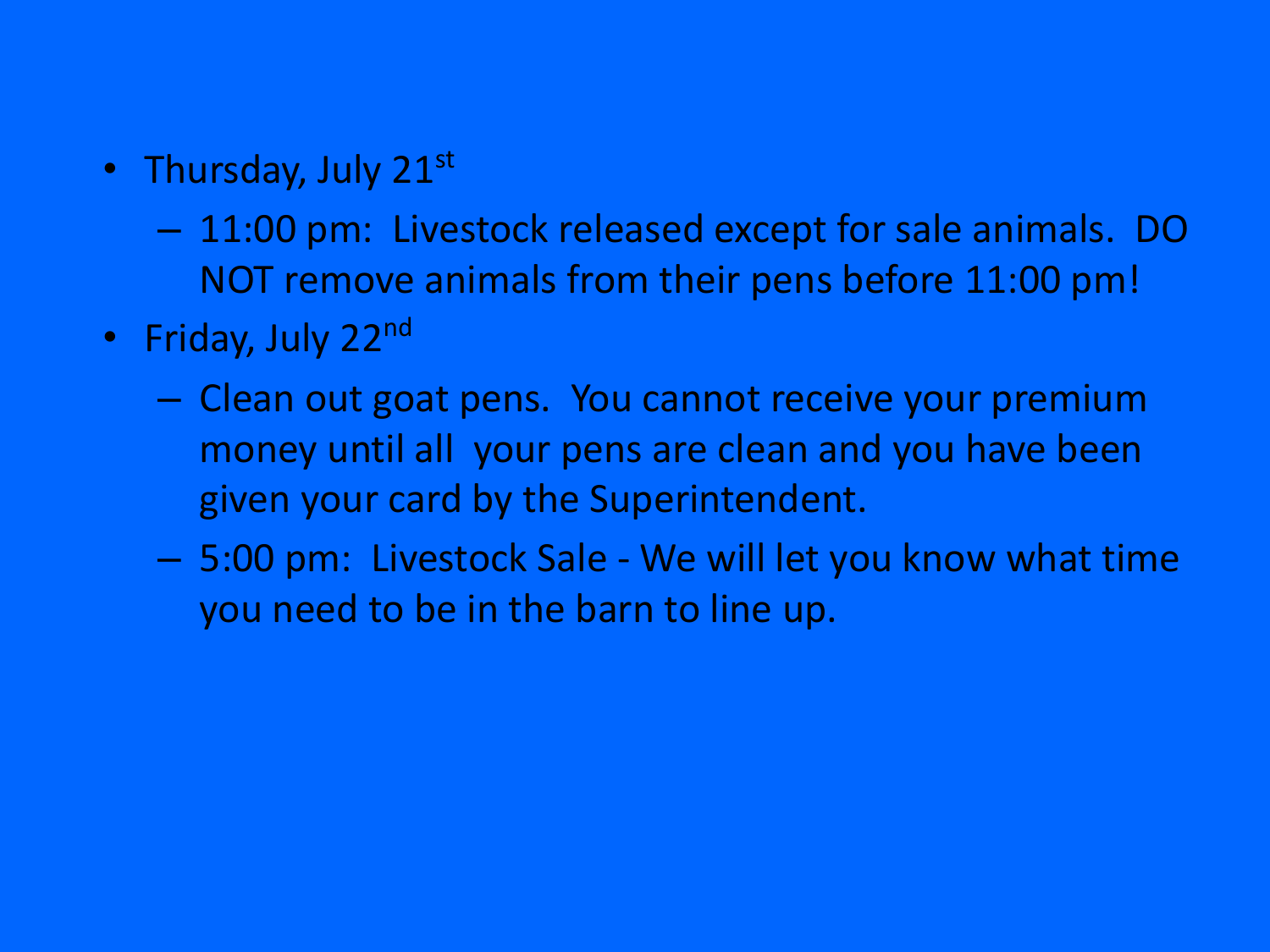- Thursday, July 21st
  - 11:00 pm:  Livestock released except for sale animals.  DO NOT remove animals from their pens before 11:00 pm!
- Friday, July 22nd
  - Clean out goat pens.  You cannot receive your premium money until all  your pens are clean and you have been given your card by the Superintendent.
  - 5:00 pm:  Livestock Sale - We will let you know what time you need to be in the barn to line up.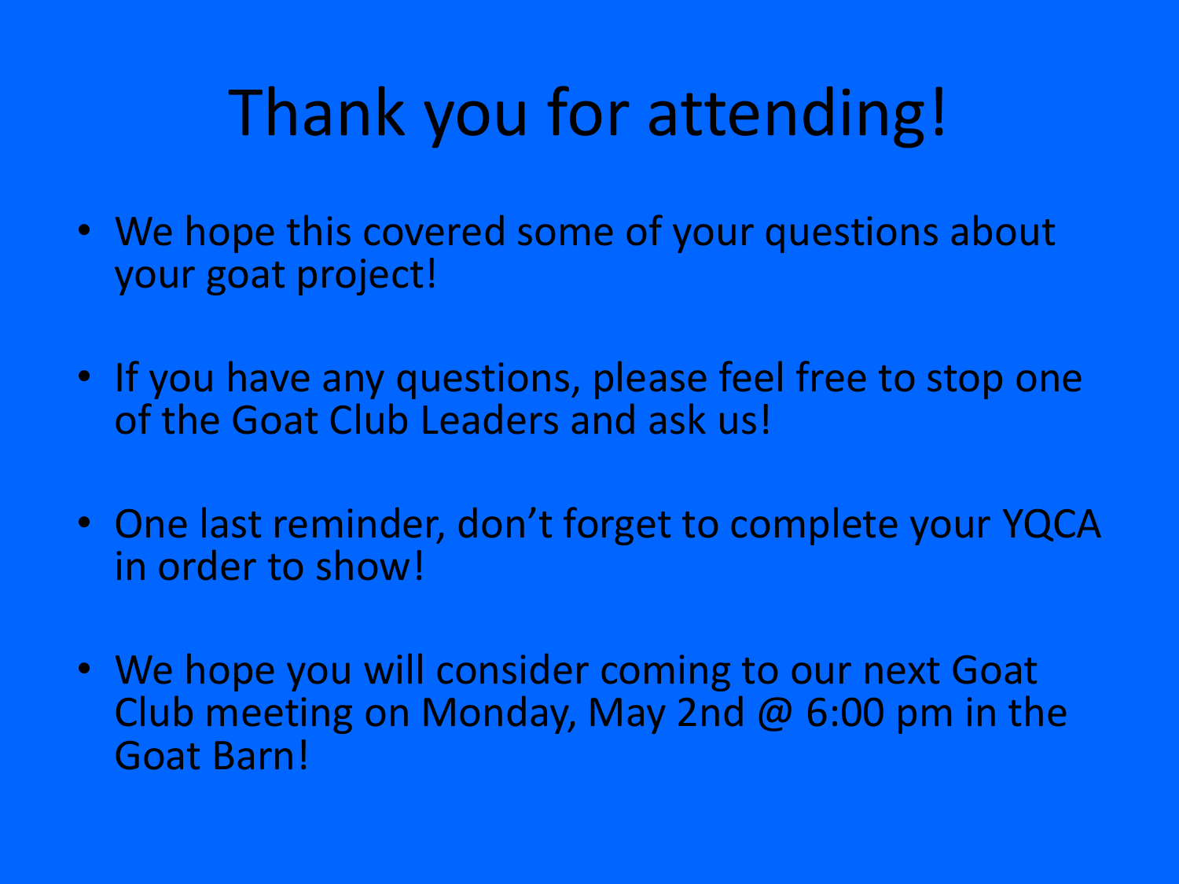# Thank you for attending!

- We hope this covered some of your questions about your goat project!

- If you have any questions, please feel free to stop one of the Goat Club Leaders and ask us!

- One last reminder, don't forget to complete your YQCA in order to show!

- We hope you will consider coming to our next Goat Club meeting on Monday, May 2nd @ 6:00 pm in the Goat Barn!